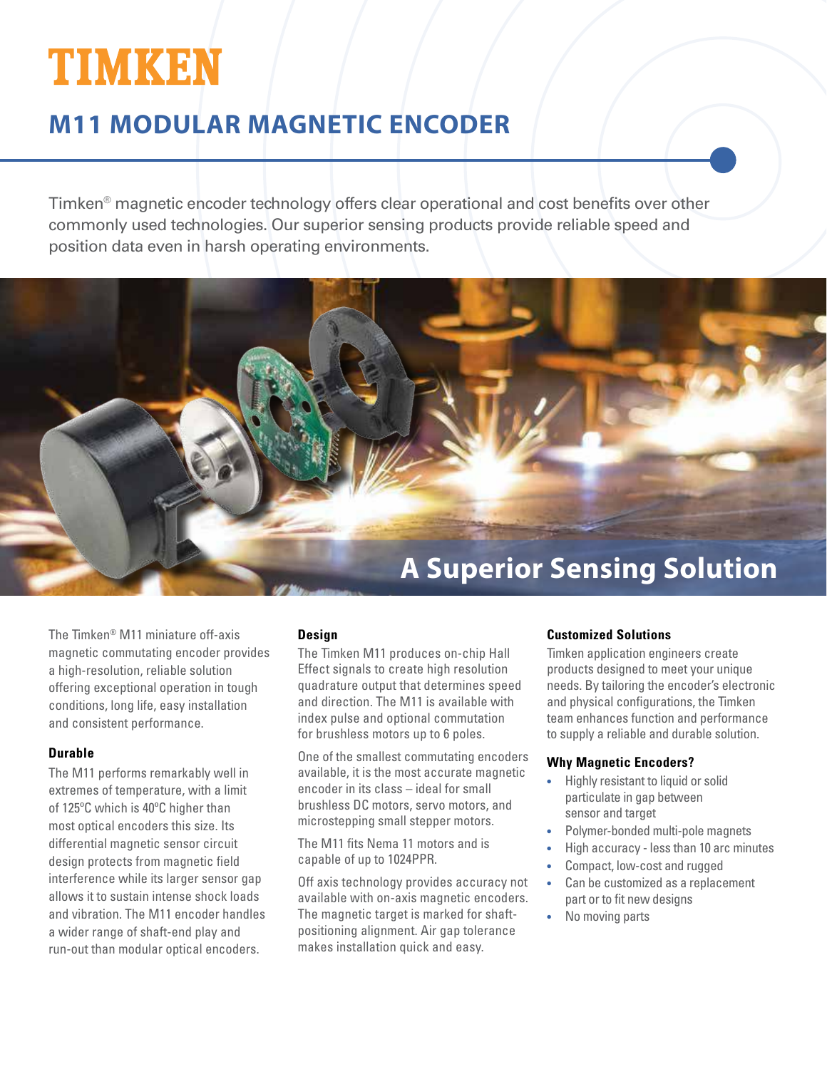# TIMKEN

## M11 MODULAR MAGNETIC ENCODER

Timken® magnetic encoder technology offers clear operational and cost benefits over other commonly used technologies. Our superior sensing products provide reliable speed and position data even in harsh operating environments.

## A Superior Sensing Solution

The Timken® M11 miniature off-axis magnetic commutating encoder provides a high-resolution, reliable solution offering exceptional operation in tough conditions, long life, easy installation and consistent performance.

### Durable

The M11 performs remarkably well in extremes of temperature, with a limit of 125ºC which is 40ºC higher than most optical encoders this size. Its differential magnetic sensor circuit design protects from magnetic field interference while its larger sensor gap allows it to sustain intense shock loads and vibration. The M11 encoder handles a wider range of shaft-end play and run-out than modular optical encoders.

### Design

The Timken M11 produces on-chip Hall Effect signals to create high resolution quadrature output that determines speed and direction. The M11 is available with index pulse and optional commutation for brushless motors up to 6 poles.

One of the smallest commutating encoders available, it is the most accurate magnetic encoder in its class – ideal for small brushless DC motors, servo motors, and microstepping small stepper motors.

The M11 fits Nema 11 motors and is capable of up to 1024PPR.

Off axis technology provides accuracy not available with on-axis magnetic encoders. The magnetic target is marked for shaft-positioning alignment. Air gap tolerance makes installation quick and easy.

### Customized Solutions

Timken application engineers create products designed to meet your unique needs. By tailoring the encoder's electronic and physical configurations, the Timken team enhances function and performance to supply a reliable and durable solution.

### Why Magnetic Encoders?

- Highly resistant to liquid or solid particulate in gap between sensor and target
- Polymer-bonded multi-pole magnets
- High accuracy - less than 10 arc minutes
- Compact, low-cost and rugged
- Can be customized as a replacement part or to fit new designs
- No moving parts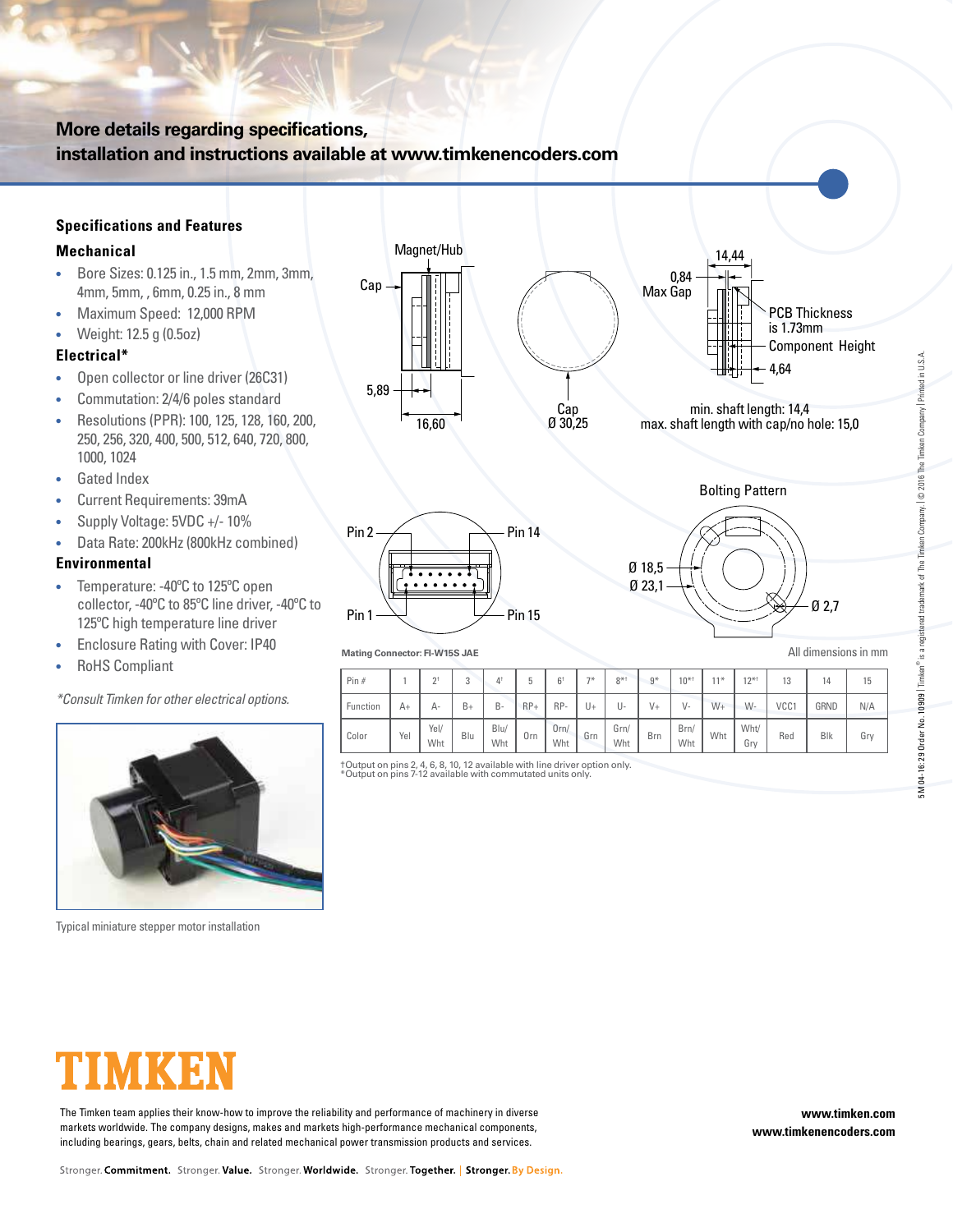## More details regarding specifications, installation and instructions available at www.timkenencoders.com

### Specifications and Features

#### Mechanical

- Bore Sizes: 0.125 in., 1.5 mm, 2mm, 3mm, 4mm, 5mm, , 6mm, 0.25 in., 8 mm
- Maximum Speed: 12,000 RPM
- Weight: 12.5 g (0.5oz)

#### Electrical*

- Open collector or line driver (26C31)
- Commutation: 2/4/6 poles standard
- Resolutions (PPR): 100, 125, 128, 160, 200, 250, 256, 320, 400, 500, 512, 640, 720, 800, 1000, 1024
- Gated Index
- Current Requirements: 39mA
- Supply Voltage: 5VDC +/- 10%
- Data Rate: 200kHz (800kHz combined)

#### Environmental

- Temperature: -40ºC to 125ºC open collector, -40ºC to 85ºC line driver, -40ºC to 125ºC high temperature line driver
- Enclosure Rating with Cover: IP40
- RoHS Compliant

*Consult Timken for other electrical options.*

Typical miniature stepper motor installation

Magnet/Hub
Cap
5,89
16,60

Cap
Ø 30,25

14,44
0,84
Max Gap
PCB Thickness is 1.73mm
Component Height
4,64
min. shaft length: 14,4
max. shaft length with cap/no hole: 15,0

Pin 2
Pin 14
Pin 1
Pin 15

Bolting Pattern
Ø 18,5
Ø 23,1
Ø 2,7

Mating Connector: FI-W15S JAE

All dimensions in mm

| Pin # | 1 | 2† | 3 | 4† | 5 | 6† | 7* | 8*† | 9* | 10*† | 11* | 12*† | 13 | 14 | 15 |
|---|---|---|---|---|---|---|---|---|---|---|---|---|---|---|---|
| Function | A+ | A- | B+ | B- | RP+ | RP- | U+ | U- | V+ | V- | W+ | W- | VCC1 | GRND | N/A |
| Color | Yel | Yel/ Wht | Blu | Blu/ Wht | Orn | Orn/ Wht | Grn | Grn/ Wht | Brn | Brn/ Wht | Wht | Wht/ Gry | Red | Blk | Gry |

†Output on pins 2, 4, 6, 8, 10, 12 available with line driver option only.
*Output on pins 7-12 available with commutated units only.

TIMKEN

The Timken team applies their know-how to improve the reliability and performance of machinery in diverse markets worldwide. The company designs, makes and markets high-performance mechanical components, including bearings, gears, belts, chain and related mechanical power transmission products and services.

**www.timken.com**
**www.timkenencoders.com**

Stronger. **Commitment.** Stronger. **Value.** Stronger. **Worldwide.** Stronger. **Together.** | **Stronger.** By Design.

5M 04-16 :29 Order No. 10909 | Timken® is a registered trademark of The Timken Company. | © 2016 The Timken Company | Printed in U.S.A.